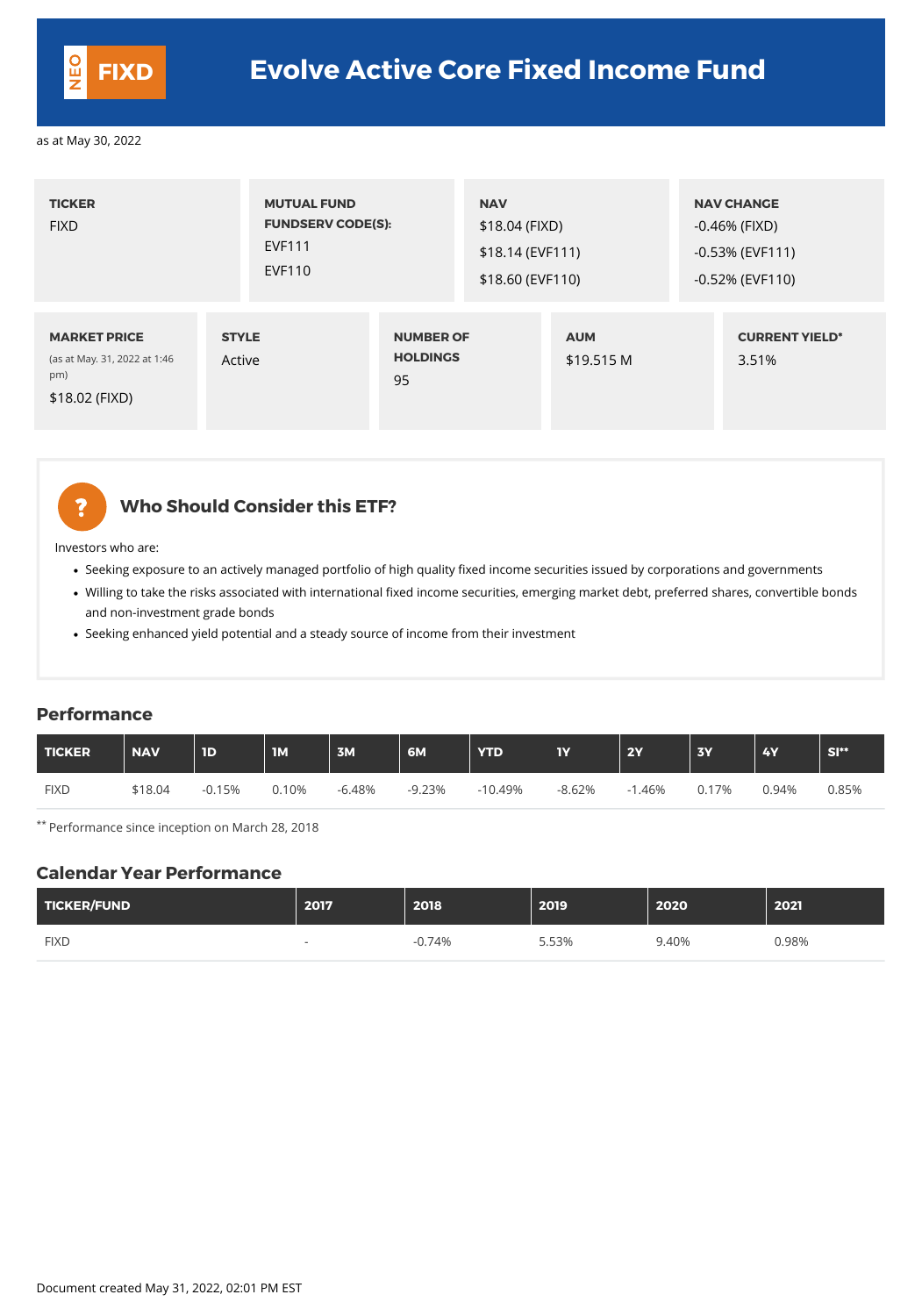# NEO FIXD — Evolve Active Core Fixed Income Fund

as at May 30, 2022

| TICKER | MUTUAL FUND FUNDSERV CODE(S): | NAV | NAV CHANGE |
|---|---|---|---|
| FIXD | EVF111<br>EVF110 | $18.04 (FIXD)<br>$18.14 (EVF111)<br>$18.60 (EVF110) | -0.46% (FIXD)<br>-0.53% (EVF111)<br>-0.52% (EVF110) |

| MARKET PRICE (as at May. 31, 2022 at 1:46 pm) | STYLE | NUMBER OF HOLDINGS | AUM | CURRENT YIELD* |
|---|---|---|---|---|
| $18.02 (FIXD) | Active | 95 | $19.515 M | 3.51% |

## Who Should Consider this ETF?

Investors who are:

- Seeking exposure to an actively managed portfolio of high quality fixed income securities issued by corporations and governments
- Willing to take the risks associated with international fixed income securities, emerging market debt, preferred shares, convertible bonds and non-investment grade bonds
- Seeking enhanced yield potential and a steady source of income from their investment

## Performance

| TICKER | NAV | 1D | 1M | 3M | 6M | YTD | 1Y | 2Y | 3Y | 4Y | SI** |
|---|---|---|---|---|---|---|---|---|---|---|---|
| FIXD | $18.04 | -0.15% | 0.10% | -6.48% | -9.23% | -10.49% | -8.62% | -1.46% | 0.17% | 0.94% | 0.85% |

** Performance since inception on March 28, 2018

## Calendar Year Performance

| TICKER/FUND | 2017 | 2018 | 2019 | 2020 | 2021 |
|---|---|---|---|---|---|
| FIXD | - | -0.74% | 5.53% | 9.40% | 0.98% |

Document created May 31, 2022, 02:01 PM EST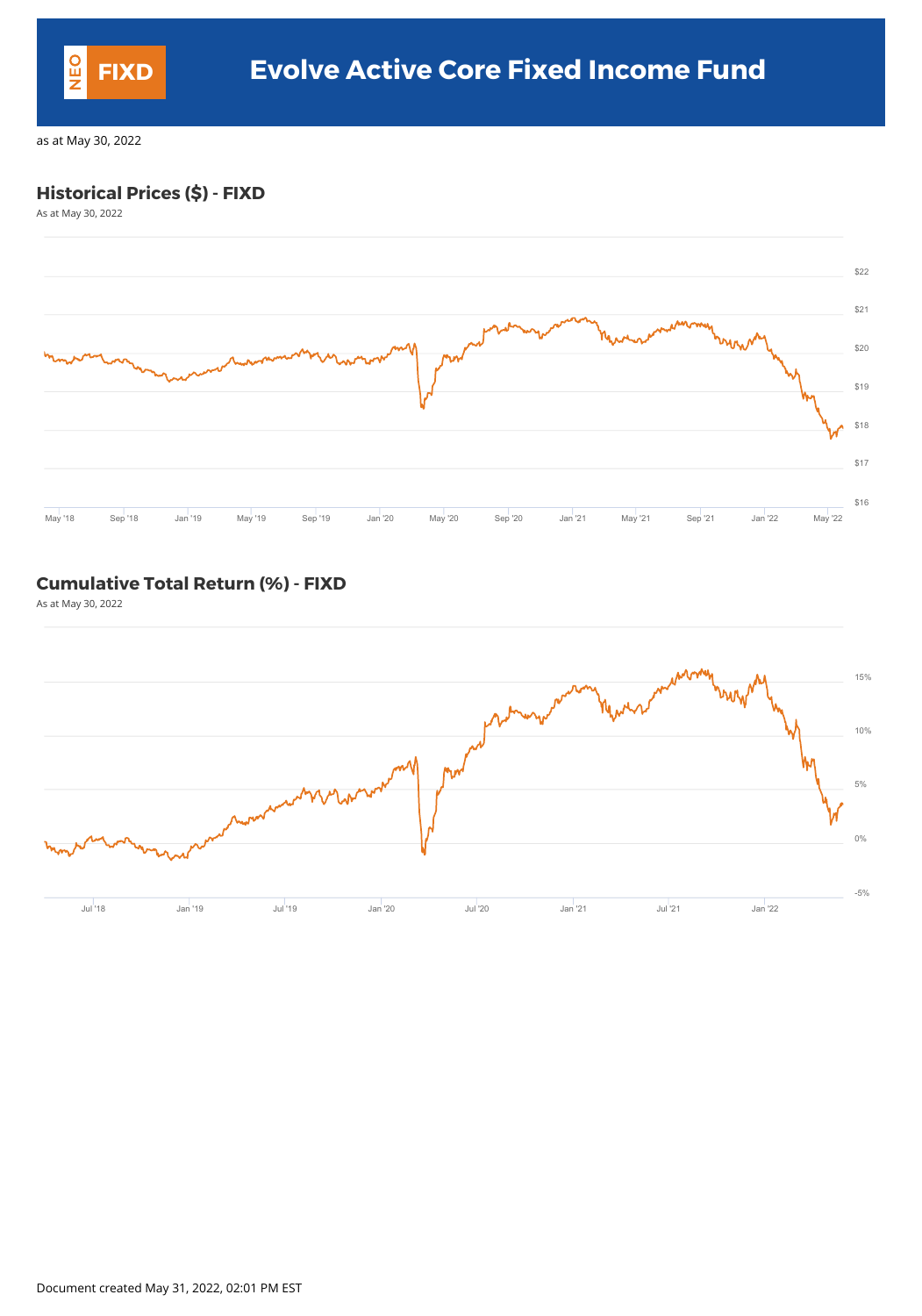# Evolve Active Core Fixed Income Fund

NEO FIXD

as at May 30, 2022

## Historical Prices ($) - FIXD

As at May 30, 2022

## Cumulative Total Return (%) - FIXD

As at May 30, 2022

Document created May 31, 2022, 02:01 PM EST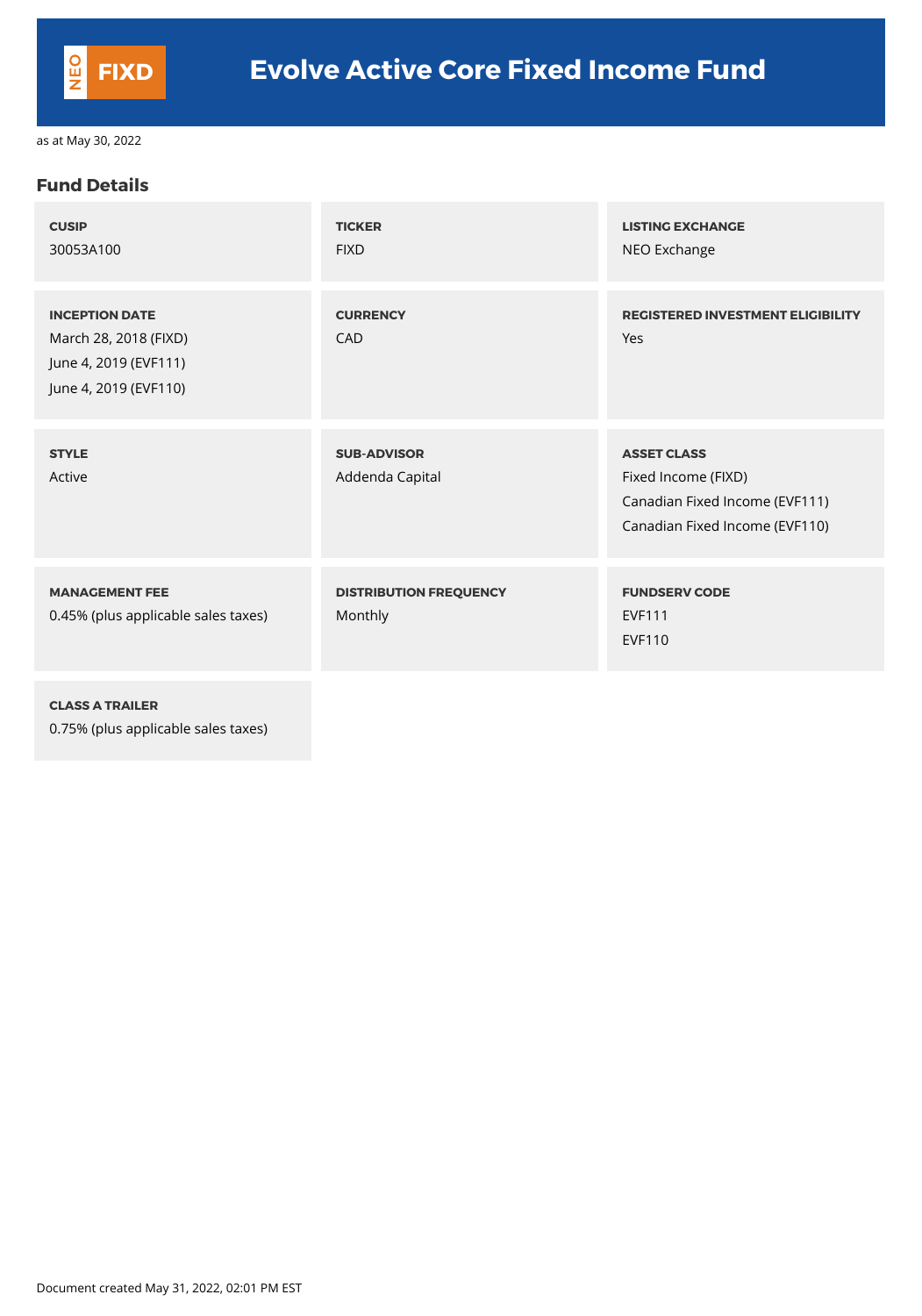# Evolve Active Core Fixed Income Fund

NEO FIXD

as at May 30, 2022

## Fund Details

**CUSIP**
30053A100

**TICKER**
FIXD

**LISTING EXCHANGE**
NEO Exchange

**INCEPTION DATE**
March 28, 2018 (FIXD)
June 4, 2019 (EVF111)
June 4, 2019 (EVF110)

**CURRENCY**
CAD

**REGISTERED INVESTMENT ELIGIBILITY**
Yes

**STYLE**
Active

**SUB-ADVISOR**
Addenda Capital

**ASSET CLASS**
Fixed Income (FIXD)
Canadian Fixed Income (EVF111)
Canadian Fixed Income (EVF110)

**MANAGEMENT FEE**
0.45% (plus applicable sales taxes)

**DISTRIBUTION FREQUENCY**
Monthly

**FUNDSERV CODE**
EVF111
EVF110

**CLASS A TRAILER**
0.75% (plus applicable sales taxes)

Document created May 31, 2022, 02:01 PM EST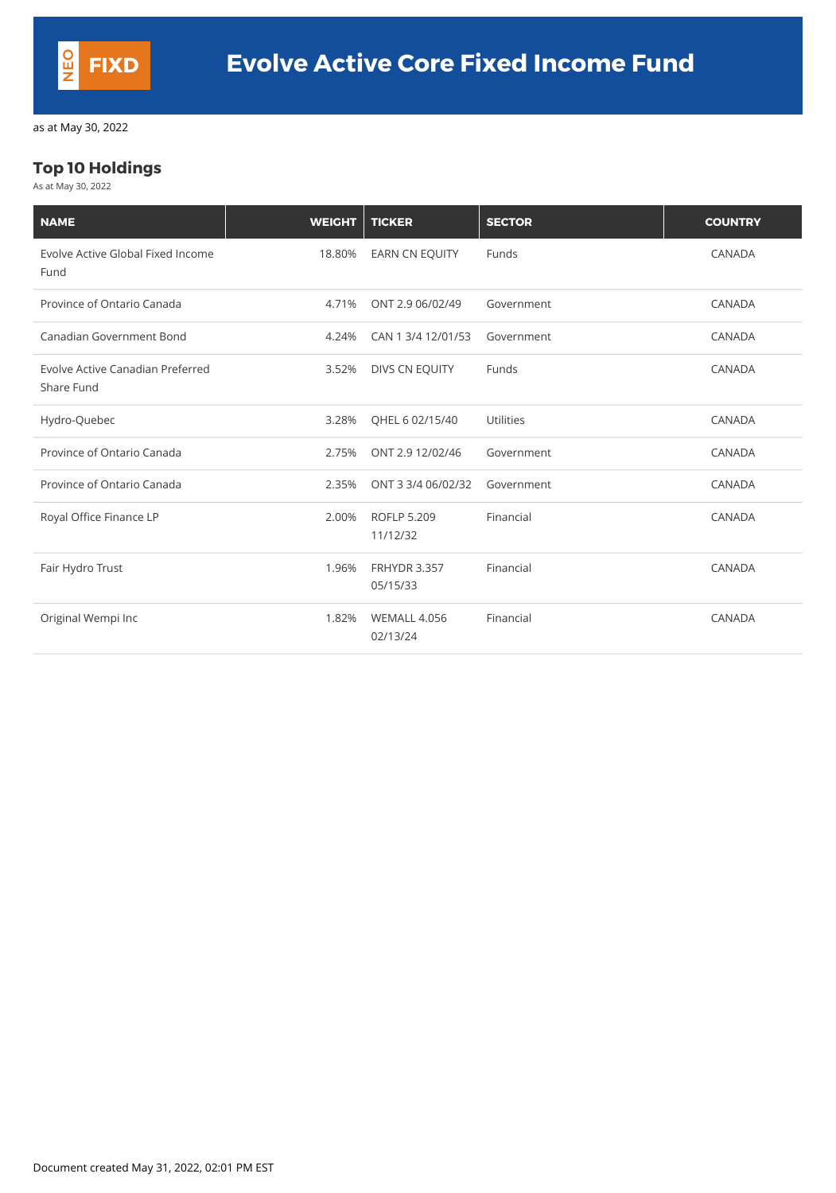# Evolve Active Core Fixed Income Fund

NEO FIXD

as at May 30, 2022

## Top 10 Holdings

As at May 30, 2022

| NAME | WEIGHT | TICKER | SECTOR | COUNTRY |
|---|---|---|---|---|
| Evolve Active Global Fixed Income Fund | 18.80% | EARN CN EQUITY | Funds | CANADA |
| Province of Ontario Canada | 4.71% | ONT 2.9 06/02/49 | Government | CANADA |
| Canadian Government Bond | 4.24% | CAN 1 3/4 12/01/53 | Government | CANADA |
| Evolve Active Canadian Preferred Share Fund | 3.52% | DIVS CN EQUITY | Funds | CANADA |
| Hydro-Quebec | 3.28% | QHEL 6 02/15/40 | Utilities | CANADA |
| Province of Ontario Canada | 2.75% | ONT 2.9 12/02/46 | Government | CANADA |
| Province of Ontario Canada | 2.35% | ONT 3 3/4 06/02/32 | Government | CANADA |
| Royal Office Finance LP | 2.00% | ROFLP 5.209 11/12/32 | Financial | CANADA |
| Fair Hydro Trust | 1.96% | FRHYDR 3.357 05/15/33 | Financial | CANADA |
| Original Wempi Inc | 1.82% | WEMALL 4.056 02/13/24 | Financial | CANADA |

Document created May 31, 2022, 02:01 PM EST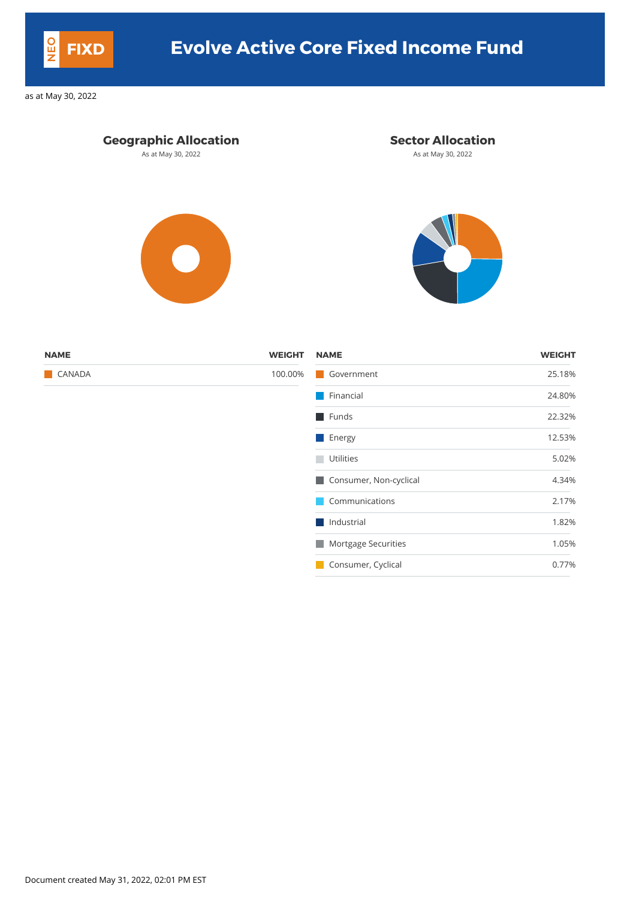# Evolve Active Core Fixed Income Fund

NEO FIXD

as at May 30, 2022

## Geographic Allocation

As at May 30, 2022

| NAME | WEIGHT |
|---|---|
| CANADA | 100.00% |

## Sector Allocation

As at May 30, 2022

| NAME | WEIGHT |
|---|---|
| Government | 25.18% |
| Financial | 24.80% |
| Funds | 22.32% |
| Energy | 12.53% |
| Utilities | 5.02% |
| Consumer, Non-cyclical | 4.34% |
| Communications | 2.17% |
| Industrial | 1.82% |
| Mortgage Securities | 1.05% |
| Consumer, Cyclical | 0.77% |

Document created May 31, 2022, 02:01 PM EST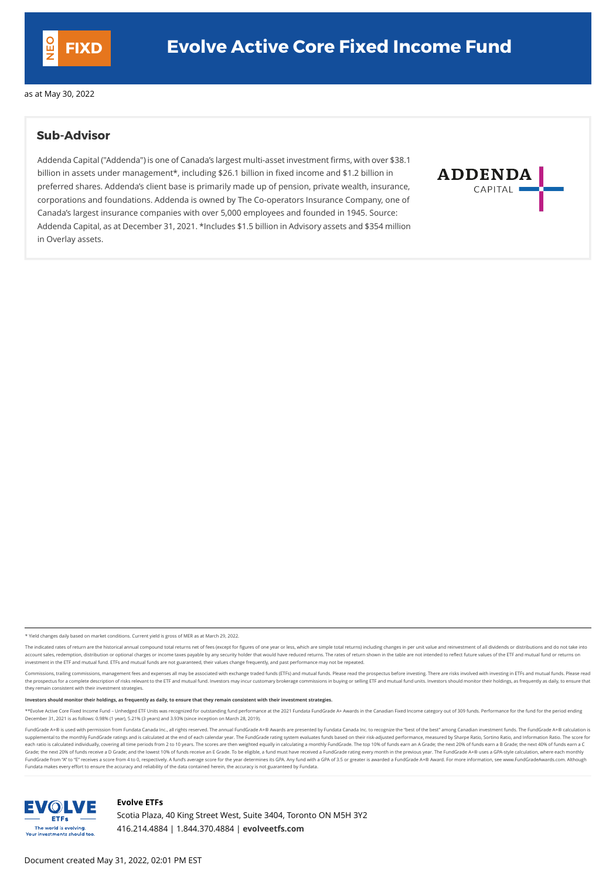# Evolve Active Core Fixed Income Fund

NEO FIXD

as at May 30, 2022

## Sub-Advisor

Addenda Capital ("Addenda") is one of Canada's largest multi-asset investment firms, with over $38.1 billion in assets under management*, including $26.1 billion in fixed income and $1.2 billion in preferred shares. Addenda's client base is primarily made up of pension, private wealth, insurance, corporations and foundations. Addenda is owned by The Co-operators Insurance Company, one of Canada's largest insurance companies with over 5,000 employees and founded in 1945. Source: Addenda Capital, as at December 31, 2021. *Includes $1.5 billion in Advisory assets and $354 million in Overlay assets.

ADDENDA CAPITAL

---

* Yield changes daily based on market conditions. Current yield is gross of MER as at March 29, 2022.

The indicated rates of return are the historical annual compound total returns net of fees (except for figures of one year or less, which are simple total returns) including changes in per unit value and reinvestment of all dividends or distributions and do not take into account sales, redemption, distribution or optional charges or income taxes payable by any security holder that would have reduced returns. The rates of return shown in the table are not intended to reflect future values of the ETF and mutual fund or returns on investment in the ETF and mutual fund. ETFs and mutual funds are not guaranteed, their values change frequently, and past performance may not be repeated.

Commissions, trailing commissions, management fees and expenses all may be associated with exchange traded funds (ETFs) and mutual funds. Please read the prospectus before investing. There are risks involved with investing in ETFs and mutual funds. Please read the prospectus for a complete description of risks relevant to the ETF and mutual fund. Investors may incur customary brokerage commissions in buying or selling ETF and mutual fund units. Investors should monitor their holdings, as frequently as daily, to ensure that they remain consistent with their investment strategies.

**Investors should monitor their holdings, as frequently as daily, to ensure that they remain consistent with their investment strategies.**

**Evolve Active Core Fixed Income Fund – Unhedged ETF Units was recognized for outstanding fund performance at the 2021 Fundata FundGrade A+ Awards in the Canadian Fixed Income category out of 309 funds. Performance for the fund for the period ending December 31, 2021 is as follows: 0.98% (1 year), 5.21% (3 years) and 3.93% (since inception on March 28, 2019).

FundGrade A+® is used with permission from Fundata Canada Inc., all rights reserved. The annual FundGrade A+® Awards are presented by Fundata Canada Inc. to recognize the "best of the best" among Canadian investment funds. The FundGrade A+® calculation is supplemental to the monthly FundGrade ratings and is calculated at the end of each calendar year. The FundGrade rating system evaluates funds based on their risk-adjusted performance, measured by Sharpe Ratio, Sortino Ratio, and Information Ratio. The score for each ratio is calculated individually, covering all time periods from 2 to 10 years. The scores are then weighted equally in calculating a monthly FundGrade. The top 10% of funds earn an A Grade; the next 20% of funds earn a B Grade; the next 40% of funds earn a C Grade; the next 20% of funds receive a D Grade; and the lowest 10% of funds receive an E Grade. To be eligible, a fund must have received a FundGrade rating every month in the previous year. The FundGrade A+® uses a GPA-style calculation, where each monthly FundGrade from "A" to "E" receives a score from 4 to 0, respectively. A fund's average score for the year determines its GPA. Any fund with a GPA of 3.5 or greater is awarded a FundGrade A+® Award. For more information, see www.FundGradeAwards.com. Although Fundata makes every effort to ensure the accuracy and reliability of the data contained herein, the accuracy is not guaranteed by Fundata.

EVOLVE ETFs — The world is evolving. Your investments should too.

**Evolve ETFs**

Scotia Plaza, 40 King Street West, Suite 3404, Toronto ON M5H 3Y2

416.214.4884 | 1.844.370.4884 | **evolveetfs.com**

Document created May 31, 2022, 02:01 PM EST